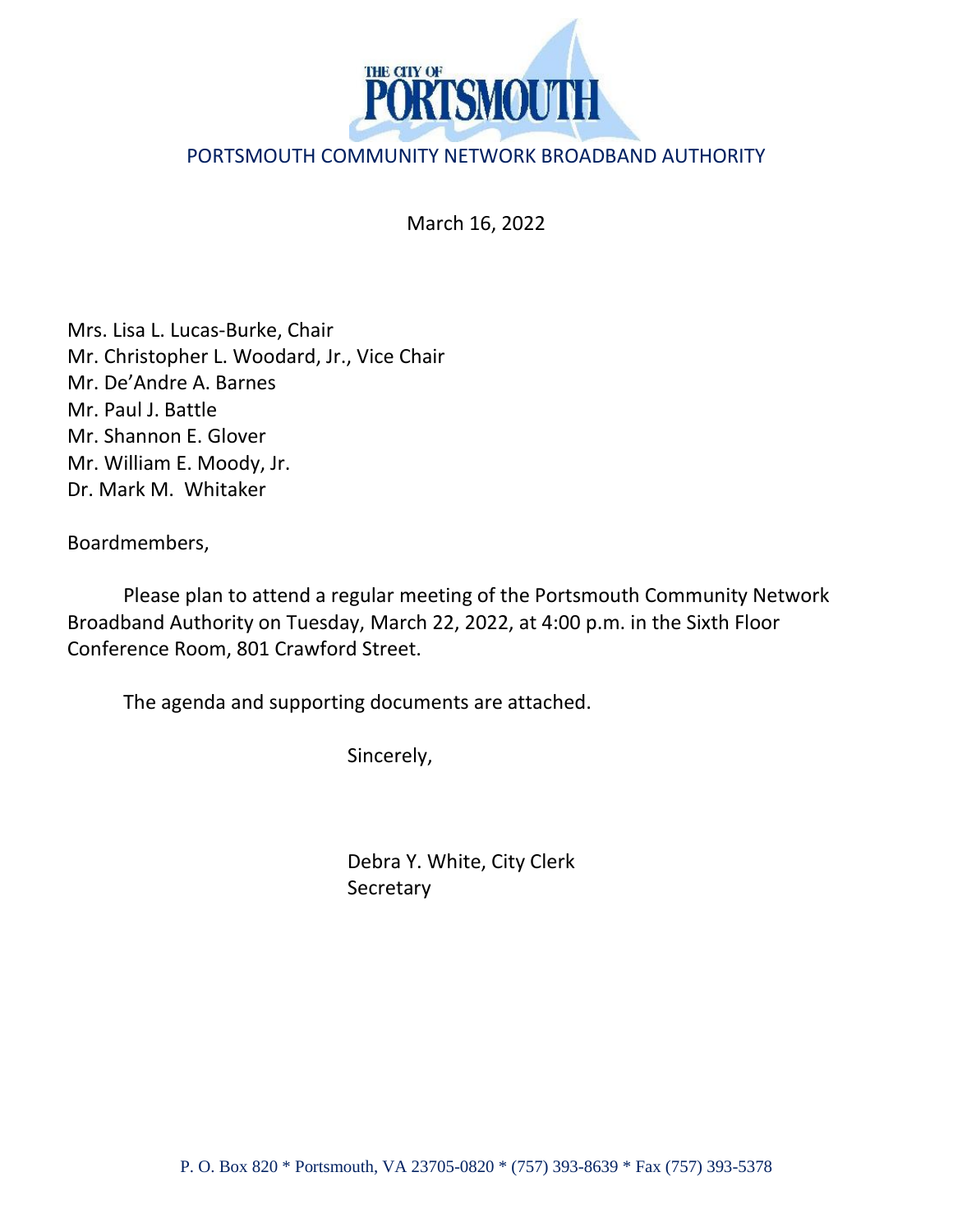THE CITY OF PORTSMOUTH

# PORTSMOUTH COMMUNITY NETWORK BROADBAND AUTHORITY

March 16, 2022

Mrs. Lisa L. Lucas-Burke, Chair
Mr. Christopher L. Woodard, Jr., Vice Chair
Mr. De'Andre A. Barnes
Mr. Paul J. Battle
Mr. Shannon E. Glover
Mr. William E. Moody, Jr.
Dr. Mark M. Whitaker

Boardmembers,

Please plan to attend a regular meeting of the Portsmouth Community Network Broadband Authority on Tuesday, March 22, 2022, at 4:00 p.m. in the Sixth Floor Conference Room, 801 Crawford Street.

The agenda and supporting documents are attached.

Sincerely,

Debra Y. White, City Clerk
Secretary

P. O. Box 820 * Portsmouth, VA 23705-0820 * (757) 393-8639 * Fax (757) 393-5378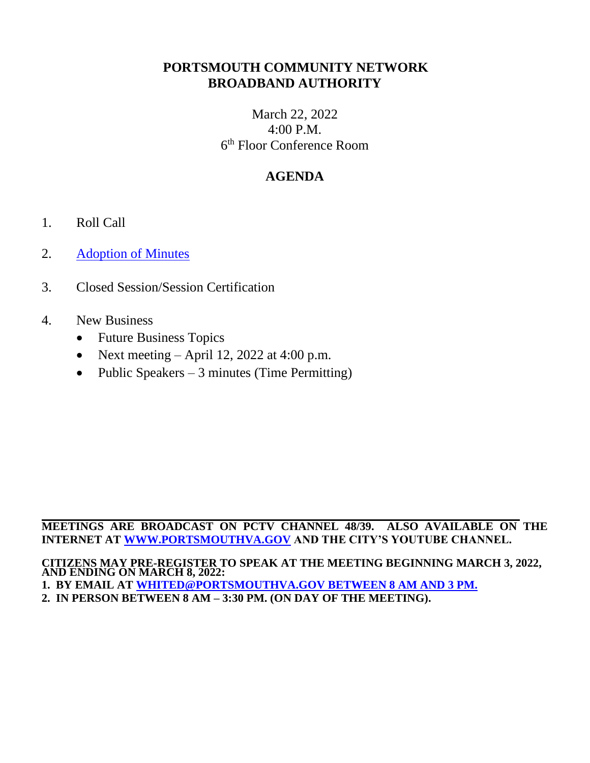# PORTSMOUTH COMMUNITY NETWORK BROADBAND AUTHORITY

March 22, 2022
4:00 P.M.
6th Floor Conference Room

## AGENDA

1. Roll Call

2. Adoption of Minutes

3. Closed Session/Session Certification

4. New Business
   - Future Business Topics
   - Next meeting – April 12, 2022 at 4:00 p.m.
   - Public Speakers – 3 minutes (Time Permitting)

---

**MEETINGS ARE BROADCAST ON PCTV CHANNEL 48/39. ALSO AVAILABLE ON THE INTERNET AT WWW.PORTSMOUTHVA.GOV AND THE CITY'S YOUTUBE CHANNEL.**

**CITIZENS MAY PRE-REGISTER TO SPEAK AT THE MEETING BEGINNING MARCH 3, 2022, AND ENDING ON MARCH 8, 2022:**

**1. BY EMAIL AT WHITED@PORTSMOUTHVA.GOV BETWEEN 8 AM AND 3 PM.**

**2. IN PERSON BETWEEN 8 AM – 3:30 PM. (ON DAY OF THE MEETING).**